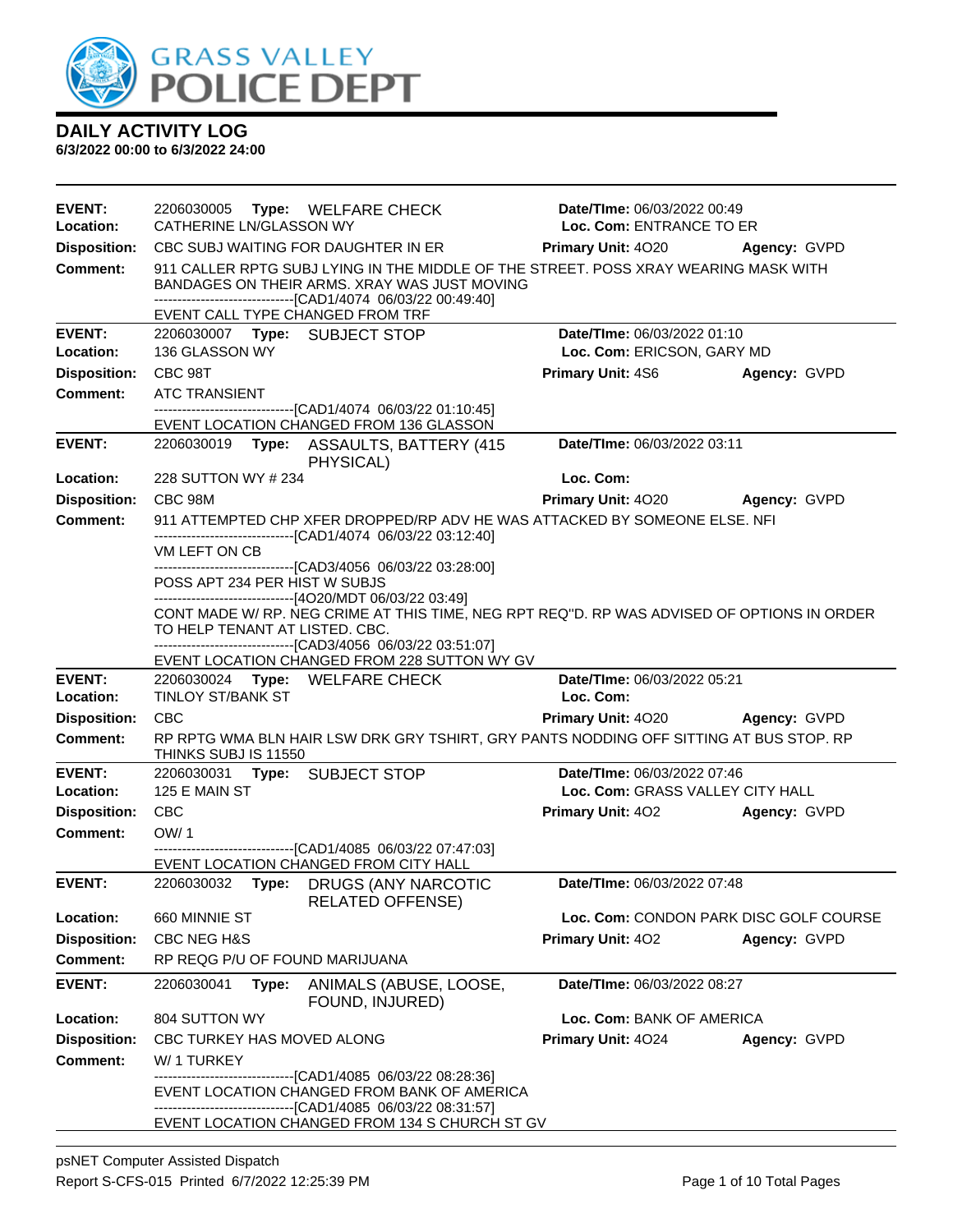# GRASS VALLEY POLICE DEPT

## DAILY ACTIVITY LOG
**6/3/2022 00:00 to 6/3/2022 24:00**

---

**EVENT:** 2206030005 **Type:** WELFARE CHECK **Date/TIme:** 06/03/2022 00:49
**Location:** CATHERINE LN/GLASSON WY **Loc. Com:** ENTRANCE TO ER
**Disposition:** CBC SUBJ WAITING FOR DAUGHTER IN ER **Primary Unit:** 4O20 **Agency:** GVPD
**Comment:** 911 CALLER RPTG SUBJ LYING IN THE MIDDLE OF THE STREET. POSS XRAY WEARING MASK WITH BANDAGES ON THEIR ARMS. XRAY WAS JUST MOVING
------------------------------[CAD1/4074 06/03/22 00:49:40]
EVENT CALL TYPE CHANGED FROM TRF

---

**EVENT:** 2206030007 **Type:** SUBJECT STOP **Date/TIme:** 06/03/2022 01:10
**Location:** 136 GLASSON WY **Loc. Com:** ERICSON, GARY MD
**Disposition:** CBC 98T **Primary Unit:** 4S6 **Agency:** GVPD
**Comment:** ATC TRANSIENT
------------------------------[CAD1/4074 06/03/22 01:10:45]
EVENT LOCATION CHANGED FROM 136 GLASSON

---

**EVENT:** 2206030019 **Type:** ASSAULTS, BATTERY (415 PHYSICAL) **Date/TIme:** 06/03/2022 03:11
**Location:** 228 SUTTON WY # 234 **Loc. Com:**
**Disposition:** CBC 98M **Primary Unit:** 4O20 **Agency:** GVPD
**Comment:** 911 ATTEMPTED CHP XFER DROPPED/RP ADV HE WAS ATTACKED BY SOMEONE ELSE. NFI
------------------------------[CAD1/4074 06/03/22 03:12:40]
VM LEFT ON CB
------------------------------[CAD3/4056 06/03/22 03:28:00]
POSS APT 234 PER HIST W SUBJS
------------------------------[4O20/MDT 06/03/22 03:49]
CONT MADE W/ RP. NEG CRIME AT THIS TIME, NEG RPT REQ"D. RP WAS ADVISED OF OPTIONS IN ORDER TO HELP TENANT AT LISTED. CBC.
------------------------------[CAD3/4056 06/03/22 03:51:07]
EVENT LOCATION CHANGED FROM 228 SUTTON WY GV

---

**EVENT:** 2206030024 **Type:** WELFARE CHECK **Date/TIme:** 06/03/2022 05:21
**Location:** TINLOY ST/BANK ST **Loc. Com:**
**Disposition:** CBC **Primary Unit:** 4O20 **Agency:** GVPD
**Comment:** RP RPTG WMA BLN HAIR LSW DRK GRY TSHIRT, GRY PANTS NODDING OFF SITTING AT BUS STOP. RP THINKS SUBJ IS 11550

---

**EVENT:** 2206030031 **Type:** SUBJECT STOP **Date/TIme:** 06/03/2022 07:46
**Location:** 125 E MAIN ST **Loc. Com:** GRASS VALLEY CITY HALL
**Disposition:** CBC **Primary Unit:** 4O2 **Agency:** GVPD
**Comment:** OW/ 1
------------------------------[CAD1/4085 06/03/22 07:47:03]
EVENT LOCATION CHANGED FROM CITY HALL

---

**EVENT:** 2206030032 **Type:** DRUGS (ANY NARCOTIC RELATED OFFENSE) **Date/TIme:** 06/03/2022 07:48
**Location:** 660 MINNIE ST **Loc. Com:** CONDON PARK DISC GOLF COURSE
**Disposition:** CBC NEG H&S **Primary Unit:** 4O2 **Agency:** GVPD
**Comment:** RP REQG P/U OF FOUND MARIJUANA

---

**EVENT:** 2206030041 **Type:** ANIMALS (ABUSE, LOOSE, FOUND, INJURED) **Date/TIme:** 06/03/2022 08:27
**Location:** 804 SUTTON WY **Loc. Com:** BANK OF AMERICA
**Disposition:** CBC TURKEY HAS MOVED ALONG **Primary Unit:** 4O24 **Agency:** GVPD
**Comment:** W/ 1 TURKEY
------------------------------[CAD1/4085 06/03/22 08:28:36]
EVENT LOCATION CHANGED FROM BANK OF AMERICA
------------------------------[CAD1/4085 06/03/22 08:31:57]
EVENT LOCATION CHANGED FROM 134 S CHURCH ST GV

---

psNET Computer Assisted Dispatch
Report S-CFS-015 Printed 6/7/2022 12:25:39 PM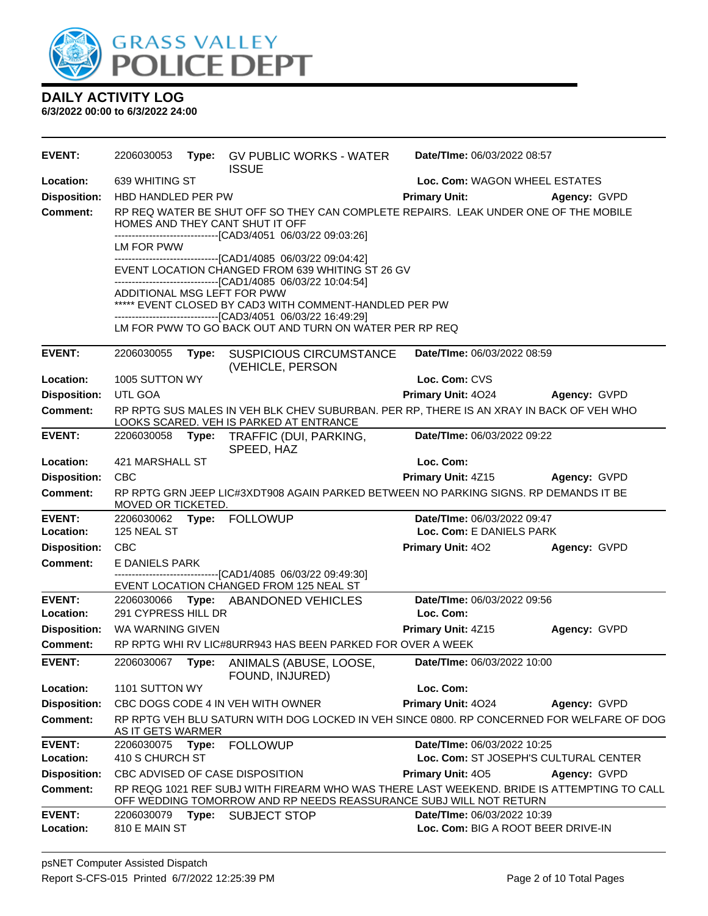# DAILY ACTIVITY LOG

**6/3/2022 00:00 to 6/3/2022 24:00**

---

**EVENT:** 2206030053 **Type:** GV PUBLIC WORKS - WATER ISSUE **Date/TIme:** 06/03/2022 08:57
**Location:** 639 WHITING ST **Loc. Com:** WAGON WHEEL ESTATES
**Disposition:** HBD HANDLED PER PW **Primary Unit:** **Agency:** GVPD
**Comment:** RP REQ WATER BE SHUT OFF SO THEY CAN COMPLETE REPAIRS. LEAK UNDER ONE OF THE MOBILE HOMES AND THEY CANT SHUT IT OFF

------------------------------[CAD3/4051 06/03/22 09:03:26]
LM FOR PWW
------------------------------[CAD1/4085 06/03/22 09:04:42]
EVENT LOCATION CHANGED FROM 639 WHITING ST 26 GV
------------------------------[CAD1/4085 06/03/22 10:04:54]
ADDITIONAL MSG LEFT FOR PWW
***** EVENT CLOSED BY CAD3 WITH COMMENT-HANDLED PER PW
------------------------------[CAD3/4051 06/03/22 16:49:29]
LM FOR PWW TO GO BACK OUT AND TURN ON WATER PER RP REQ

---

**EVENT:** 2206030055 **Type:** SUSPICIOUS CIRCUMSTANCE (VEHICLE, PERSON **Date/TIme:** 06/03/2022 08:59
**Location:** 1005 SUTTON WY **Loc. Com:** CVS
**Disposition:** UTL GOA **Primary Unit:** 4O24 **Agency:** GVPD
**Comment:** RP RPTG SUS MALES IN VEH BLK CHEV SUBURBAN. PER RP, THERE IS AN XRAY IN BACK OF VEH WHO LOOKS SCARED. VEH IS PARKED AT ENTRANCE

---

**EVENT:** 2206030058 **Type:** TRAFFIC (DUI, PARKING, SPEED, HAZ **Date/TIme:** 06/03/2022 09:22
**Location:** 421 MARSHALL ST **Loc. Com:**
**Disposition:** CBC **Primary Unit:** 4Z15 **Agency:** GVPD
**Comment:** RP RPTG GRN JEEP LIC#3XDT908 AGAIN PARKED BETWEEN NO PARKING SIGNS. RP DEMANDS IT BE MOVED OR TICKETED.

---

**EVENT:** 2206030062 **Type:** FOLLOWUP **Date/TIme:** 06/03/2022 09:47
**Location:** 125 NEAL ST **Loc. Com:** E DANIELS PARK
**Disposition:** CBC **Primary Unit:** 4O2 **Agency:** GVPD
**Comment:** E DANIELS PARK

------------------------------[CAD1/4085 06/03/22 09:49:30]
EVENT LOCATION CHANGED FROM 125 NEAL ST

---

**EVENT:** 2206030066 **Type:** ABANDONED VEHICLES **Date/TIme:** 06/03/2022 09:56
**Location:** 291 CYPRESS HILL DR **Loc. Com:**
**Disposition:** WA WARNING GIVEN **Primary Unit:** 4Z15 **Agency:** GVPD
**Comment:** RP RPTG WHI RV LIC#8URR943 HAS BEEN PARKED FOR OVER A WEEK

---

**EVENT:** 2206030067 **Type:** ANIMALS (ABUSE, LOOSE, FOUND, INJURED) **Date/TIme:** 06/03/2022 10:00
**Location:** 1101 SUTTON WY **Loc. Com:**
**Disposition:** CBC DOGS CODE 4 IN VEH WITH OWNER **Primary Unit:** 4O24 **Agency:** GVPD
**Comment:** RP RPTG VEH BLU SATURN WITH DOG LOCKED IN VEH SINCE 0800. RP CONCERNED FOR WELFARE OF DOG AS IT GETS WARMER

---

**EVENT:** 2206030075 **Type:** FOLLOWUP **Date/TIme:** 06/03/2022 10:25
**Location:** 410 S CHURCH ST **Loc. Com:** ST JOSEPH'S CULTURAL CENTER
**Disposition:** CBC ADVISED OF CASE DISPOSITION **Primary Unit:** 4O5 **Agency:** GVPD
**Comment:** RP REQG 1021 REF SUBJ WITH FIREARM WHO WAS THERE LAST WEEKEND. BRIDE IS ATTEMPTING TO CALL OFF WEDDING TOMORROW AND RP NEEDS REASSURANCE SUBJ WILL NOT RETURN

---

**EVENT:** 2206030079 **Type:** SUBJECT STOP **Date/TIme:** 06/03/2022 10:39
**Location:** 810 E MAIN ST **Loc. Com:** BIG A ROOT BEER DRIVE-IN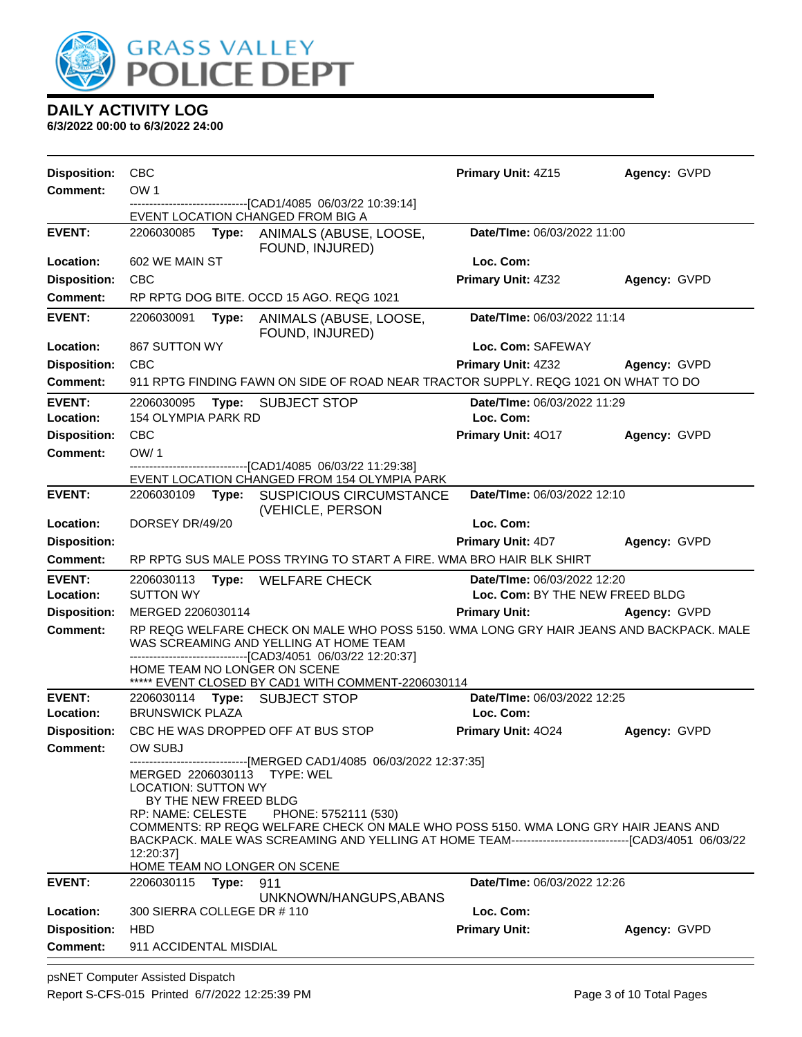# DAILY ACTIVITY LOG

**6/3/2022 00:00 to 6/3/2022 24:00**

**Disposition:** CBC **Primary Unit:** 4Z15 **Agency:** GVPD
**Comment:** OW 1
------------------------------[CAD1/4085 06/03/22 10:39:14]
EVENT LOCATION CHANGED FROM BIG A

---

**EVENT:** 2206030085 **Type:** ANIMALS (ABUSE, LOOSE, FOUND, INJURED) **Date/TIme:** 06/03/2022 11:00
**Location:** 602 WE MAIN ST **Loc. Com:**
**Disposition:** CBC **Primary Unit:** 4Z32 **Agency:** GVPD
**Comment:** RP RPTG DOG BITE. OCCD 15 AGO. REQG 1021

---

**EVENT:** 2206030091 **Type:** ANIMALS (ABUSE, LOOSE, FOUND, INJURED) **Date/TIme:** 06/03/2022 11:14
**Location:** 867 SUTTON WY **Loc. Com:** SAFEWAY
**Disposition:** CBC **Primary Unit:** 4Z32 **Agency:** GVPD
**Comment:** 911 RPTG FINDING FAWN ON SIDE OF ROAD NEAR TRACTOR SUPPLY. REQG 1021 ON WHAT TO DO

---

**EVENT:** 2206030095 **Type:** SUBJECT STOP **Date/TIme:** 06/03/2022 11:29
**Location:** 154 OLYMPIA PARK RD **Loc. Com:**
**Disposition:** CBC **Primary Unit:** 4O17 **Agency:** GVPD
**Comment:** OW/ 1
------------------------------[CAD1/4085 06/03/22 11:29:38]
EVENT LOCATION CHANGED FROM 154 OLYMPIA PARK

---

**EVENT:** 2206030109 **Type:** SUSPICIOUS CIRCUMSTANCE (VEHICLE, PERSON **Date/TIme:** 06/03/2022 12:10
**Location:** DORSEY DR/49/20 **Loc. Com:**
**Disposition:** **Primary Unit:** 4D7 **Agency:** GVPD
**Comment:** RP RPTG SUS MALE POSS TRYING TO START A FIRE. WMA BRO HAIR BLK SHIRT

---

**EVENT:** 2206030113 **Type:** WELFARE CHECK **Date/TIme:** 06/03/2022 12:20
**Location:** SUTTON WY **Loc. Com:** BY THE NEW FREED BLDG
**Disposition:** MERGED 2206030114 **Primary Unit:** **Agency:** GVPD
**Comment:** RP REQG WELFARE CHECK ON MALE WHO POSS 5150. WMA LONG GRY HAIR JEANS AND BACKPACK. MALE WAS SCREAMING AND YELLING AT HOME TEAM
------------------------------[CAD3/4051 06/03/22 12:20:37]
HOME TEAM NO LONGER ON SCENE
***** EVENT CLOSED BY CAD1 WITH COMMENT-2206030114

---

**EVENT:** 2206030114 **Type:** SUBJECT STOP **Date/TIme:** 06/03/2022 12:25
**Location:** BRUNSWICK PLAZA **Loc. Com:**
**Disposition:** CBC HE WAS DROPPED OFF AT BUS STOP **Primary Unit:** 4O24 **Agency:** GVPD
**Comment:** OW SUBJ
------------------------------[MERGED CAD1/4085 06/03/2022 12:37:35]
MERGED 2206030113 TYPE: WEL
LOCATION: SUTTON WY
BY THE NEW FREED BLDG
RP: NAME: CELESTE PHONE: 5752111 (530)
COMMENTS: RP REQG WELFARE CHECK ON MALE WHO POSS 5150. WMA LONG GRY HAIR JEANS AND BACKPACK. MALE WAS SCREAMING AND YELLING AT HOME TEAM------------------------------[CAD3/4051 06/03/22 12:20:37]
HOME TEAM NO LONGER ON SCENE

---

**EVENT:** 2206030115 **Type:** 911 UNKNOWN/HANGUPS,ABANS **Date/TIme:** 06/03/2022 12:26
**Location:** 300 SIERRA COLLEGE DR # 110 **Loc. Com:**
**Disposition:** HBD **Primary Unit:** **Agency:** GVPD
**Comment:** 911 ACCIDENTAL MISDIAL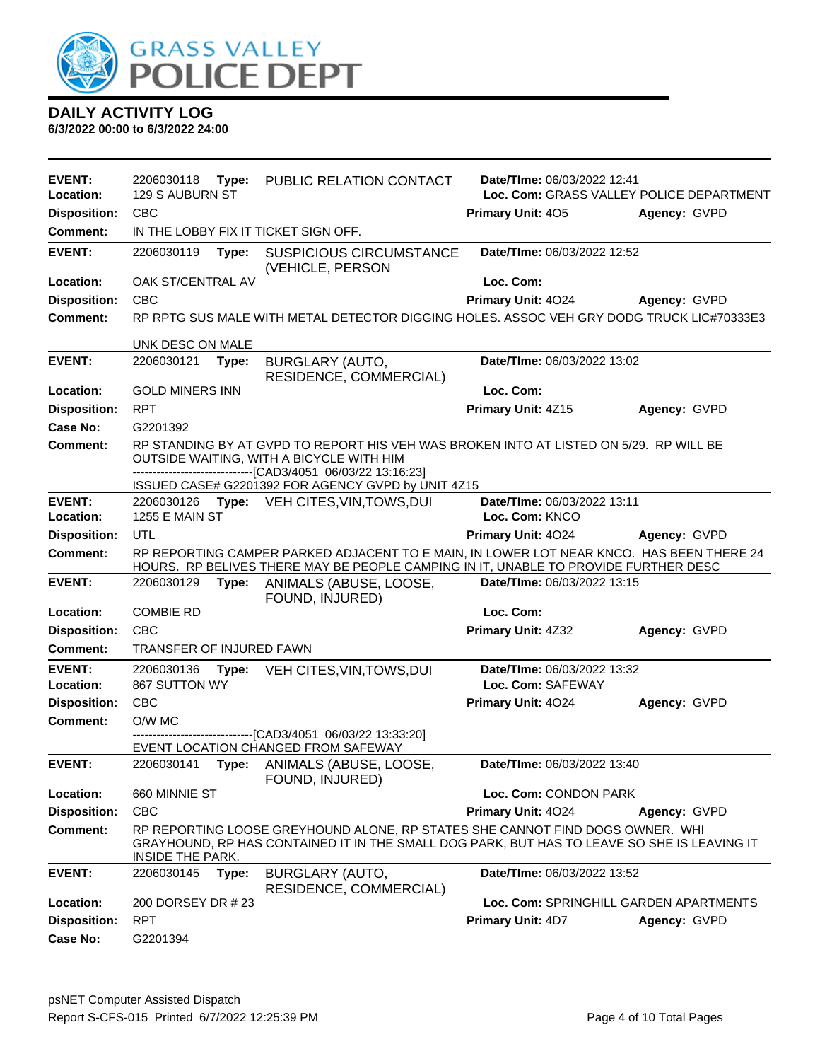# DAILY ACTIVITY LOG

**6/3/2022 00:00 to 6/3/2022 24:00**

---

**EVENT:** 2206030118 **Type:** PUBLIC RELATION CONTACT **Date/TIme:** 06/03/2022 12:41
**Location:** 129 S AUBURN ST **Loc. Com:** GRASS VALLEY POLICE DEPARTMENT
**Disposition:** CBC **Primary Unit:** 4O5 **Agency:** GVPD
**Comment:** IN THE LOBBY FIX IT TICKET SIGN OFF.

---

**EVENT:** 2206030119 **Type:** SUSPICIOUS CIRCUMSTANCE (VEHICLE, PERSON **Date/TIme:** 06/03/2022 12:52
**Location:** OAK ST/CENTRAL AV **Loc. Com:**
**Disposition:** CBC **Primary Unit:** 4O24 **Agency:** GVPD
**Comment:** RP RPTG SUS MALE WITH METAL DETECTOR DIGGING HOLES. ASSOC VEH GRY DODG TRUCK LIC#70333E3

UNK DESC ON MALE

---

**EVENT:** 2206030121 **Type:** BURGLARY (AUTO, RESIDENCE, COMMERCIAL) **Date/TIme:** 06/03/2022 13:02
**Location:** GOLD MINERS INN **Loc. Com:**
**Disposition:** RPT **Primary Unit:** 4Z15 **Agency:** GVPD
**Case No:** G2201392
**Comment:** RP STANDING BY AT GVPD TO REPORT HIS VEH WAS BROKEN INTO AT LISTED ON 5/29. RP WILL BE OUTSIDE WAITING, WITH A BICYCLE WITH HIM

------------------------------[CAD3/4051 06/03/22 13:16:23]
ISSUED CASE# G2201392 FOR AGENCY GVPD by UNIT 4Z15

---

**EVENT:** 2206030126 **Type:** VEH CITES,VIN,TOWS,DUI **Date/TIme:** 06/03/2022 13:11
**Location:** 1255 E MAIN ST **Loc. Com:** KNCO
**Disposition:** UTL **Primary Unit:** 4O24 **Agency:** GVPD
**Comment:** RP REPORTING CAMPER PARKED ADJACENT TO E MAIN, IN LOWER LOT NEAR KNCO. HAS BEEN THERE 24 HOURS. RP BELIVES THERE MAY BE PEOPLE CAMPING IN IT, UNABLE TO PROVIDE FURTHER DESC

---

**EVENT:** 2206030129 **Type:** ANIMALS (ABUSE, LOOSE, FOUND, INJURED) **Date/TIme:** 06/03/2022 13:15
**Location:** COMBIE RD **Loc. Com:**
**Disposition:** CBC **Primary Unit:** 4Z32 **Agency:** GVPD
**Comment:** TRANSFER OF INJURED FAWN

---

**EVENT:** 2206030136 **Type:** VEH CITES,VIN,TOWS,DUI **Date/TIme:** 06/03/2022 13:32
**Location:** 867 SUTTON WY **Loc. Com:** SAFEWAY
**Disposition:** CBC **Primary Unit:** 4O24 **Agency:** GVPD
**Comment:** O/W MC

------------------------------[CAD3/4051 06/03/22 13:33:20]
EVENT LOCATION CHANGED FROM SAFEWAY

---

**EVENT:** 2206030141 **Type:** ANIMALS (ABUSE, LOOSE, FOUND, INJURED) **Date/TIme:** 06/03/2022 13:40
**Location:** 660 MINNIE ST **Loc. Com:** CONDON PARK
**Disposition:** CBC **Primary Unit:** 4O24 **Agency:** GVPD
**Comment:** RP REPORTING LOOSE GREYHOUND ALONE, RP STATES SHE CANNOT FIND DOGS OWNER. WHI GRAYHOUND, RP HAS CONTAINED IT IN THE SMALL DOG PARK, BUT HAS TO LEAVE SO SHE IS LEAVING IT INSIDE THE PARK.

---

**EVENT:** 2206030145 **Type:** BURGLARY (AUTO, RESIDENCE, COMMERCIAL) **Date/TIme:** 06/03/2022 13:52
**Location:** 200 DORSEY DR # 23 **Loc. Com:** SPRINGHILL GARDEN APARTMENTS
**Disposition:** RPT **Primary Unit:** 4D7 **Agency:** GVPD
**Case No:** G2201394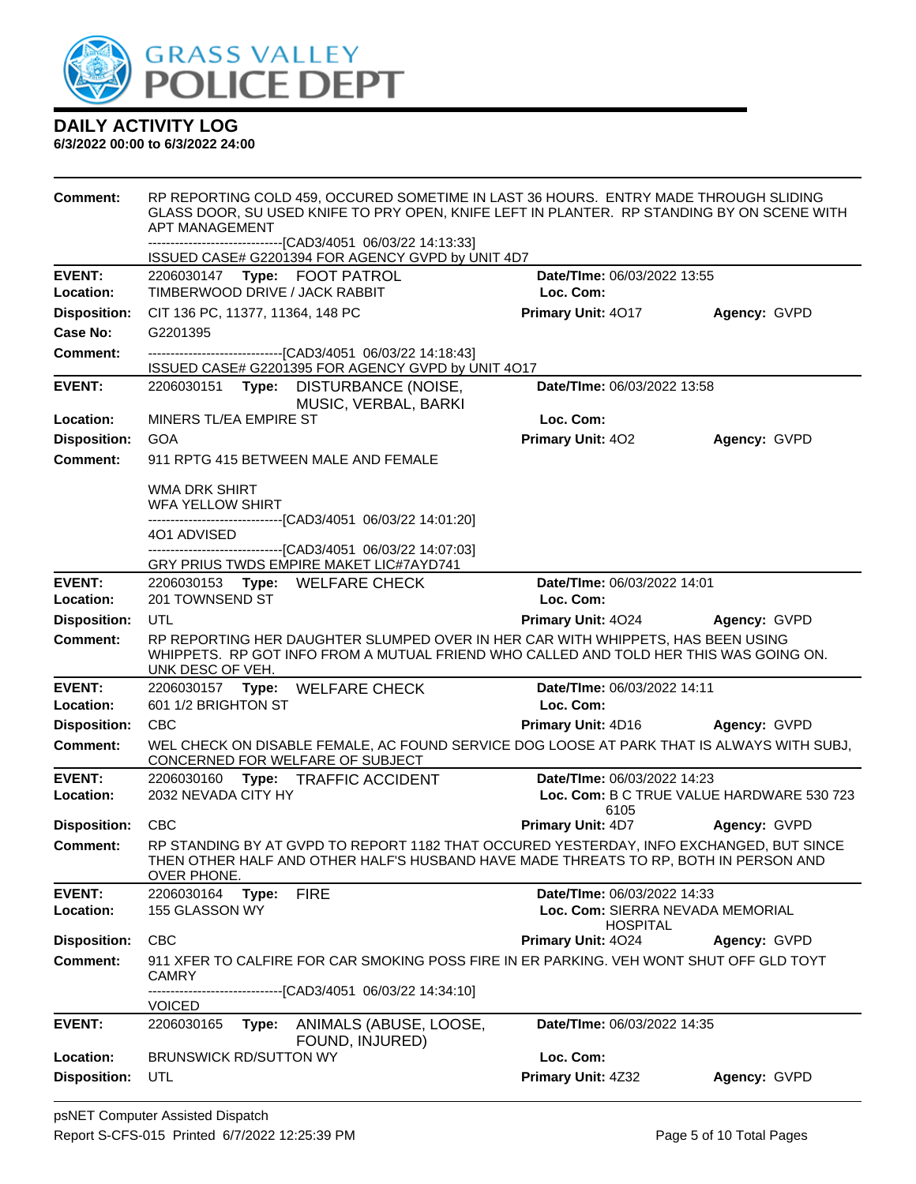# GRASS VALLEY POLICE DEPT

## DAILY ACTIVITY LOG

**6/3/2022 00:00 to 6/3/2022 24:00**

**Comment:** RP REPORTING COLD 459, OCCURED SOMETIME IN LAST 36 HOURS. ENTRY MADE THROUGH SLIDING GLASS DOOR, SU USED KNIFE TO PRY OPEN, KNIFE LEFT IN PLANTER. RP STANDING BY ON SCENE WITH APT MANAGEMENT
------------------------------[CAD3/4051 06/03/22 14:13:33]
ISSUED CASE# G2201394 FOR AGENCY GVPD by UNIT 4D7

---

**EVENT:** 2206030147 **Type:** FOOT PATROL **Date/TIme:** 06/03/2022 13:55
**Location:** TIMBERWOOD DRIVE / JACK RABBIT **Loc. Com:**
**Disposition:** CIT 136 PC, 11377, 11364, 148 PC **Primary Unit:** 4O17 **Agency:** GVPD
**Case No:** G2201395
**Comment:** ------------------------------[CAD3/4051 06/03/22 14:18:43]
ISSUED CASE# G2201395 FOR AGENCY GVPD by UNIT 4O17

---

**EVENT:** 2206030151 **Type:** DISTURBANCE (NOISE, MUSIC, VERBAL, BARKI **Date/TIme:** 06/03/2022 13:58
**Location:** MINERS TL/EA EMPIRE ST **Loc. Com:**
**Disposition:** GOA **Primary Unit:** 4O2 **Agency:** GVPD
**Comment:** 911 RPTG 415 BETWEEN MALE AND FEMALE

WMA DRK SHIRT
WFA YELLOW SHIRT
------------------------------[CAD3/4051 06/03/22 14:01:20]
4O1 ADVISED
------------------------------[CAD3/4051 06/03/22 14:07:03]
GRY PRIUS TWDS EMPIRE MAKET LIC#7AYD741

---

**EVENT:** 2206030153 **Type:** WELFARE CHECK **Date/TIme:** 06/03/2022 14:01
**Location:** 201 TOWNSEND ST **Loc. Com:**
**Disposition:** UTL **Primary Unit:** 4O24 **Agency:** GVPD
**Comment:** RP REPORTING HER DAUGHTER SLUMPED OVER IN HER CAR WITH WHIPPETS, HAS BEEN USING WHIPPETS. RP GOT INFO FROM A MUTUAL FRIEND WHO CALLED AND TOLD HER THIS WAS GOING ON. UNK DESC OF VEH.

---

**EVENT:** 2206030157 **Type:** WELFARE CHECK **Date/TIme:** 06/03/2022 14:11
**Location:** 601 1/2 BRIGHTON ST **Loc. Com:**
**Disposition:** CBC **Primary Unit:** 4D16 **Agency:** GVPD
**Comment:** WEL CHECK ON DISABLE FEMALE, AC FOUND SERVICE DOG LOOSE AT PARK THAT IS ALWAYS WITH SUBJ, CONCERNED FOR WELFARE OF SUBJECT

---

**EVENT:** 2206030160 **Type:** TRAFFIC ACCIDENT **Date/TIme:** 06/03/2022 14:23
**Location:** 2032 NEVADA CITY HY **Loc. Com:** B C TRUE VALUE HARDWARE 530 723 6105
**Disposition:** CBC **Primary Unit:** 4D7 **Agency:** GVPD
**Comment:** RP STANDING BY AT GVPD TO REPORT 1182 THAT OCCURED YESTERDAY, INFO EXCHANGED, BUT SINCE THEN OTHER HALF AND OTHER HALF'S HUSBAND HAVE MADE THREATS TO RP, BOTH IN PERSON AND OVER PHONE.

---

**EVENT:** 2206030164 **Type:** FIRE **Date/TIme:** 06/03/2022 14:33
**Location:** 155 GLASSON WY **Loc. Com:** SIERRA NEVADA MEMORIAL HOSPITAL
**Disposition:** CBC **Primary Unit:** 4O24 **Agency:** GVPD
**Comment:** 911 XFER TO CALFIRE FOR CAR SMOKING POSS FIRE IN ER PARKING. VEH WONT SHUT OFF GLD TOYT CAMRY
------------------------------[CAD3/4051 06/03/22 14:34:10]
VOICED

---

**EVENT:** 2206030165 **Type:** ANIMALS (ABUSE, LOOSE, FOUND, INJURED) **Date/TIme:** 06/03/2022 14:35
**Location:** BRUNSWICK RD/SUTTON WY **Loc. Com:**
**Disposition:** UTL **Primary Unit:** 4Z32 **Agency:** GVPD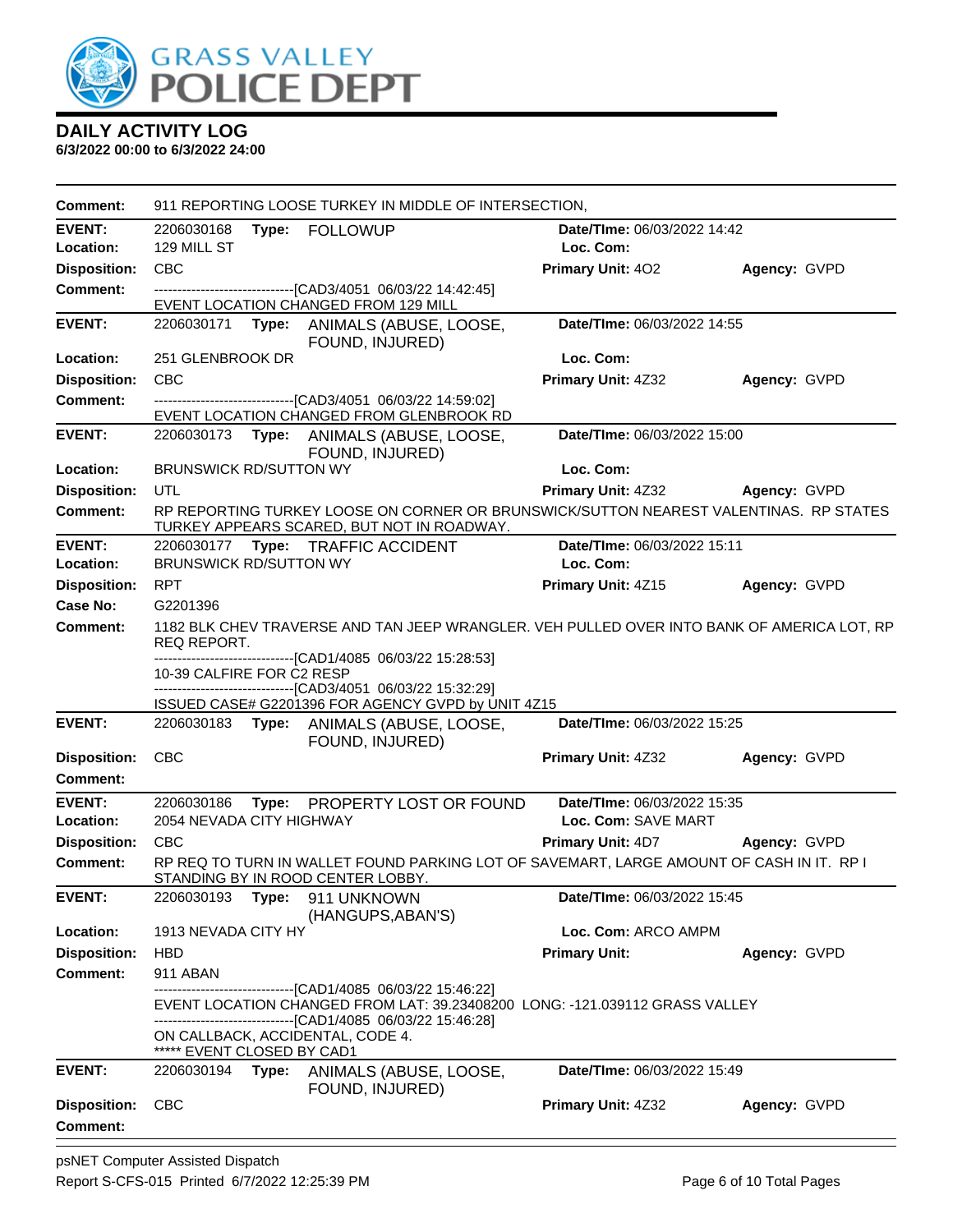# GRASS VALLEY POLICE DEPT

## DAILY ACTIVITY LOG

**6/3/2022 00:00 to 6/3/2022 24:00**

**Comment:** 911 REPORTING LOOSE TURKEY IN MIDDLE OF INTERSECTION,

---

**EVENT:** 2206030168 **Type:** FOLLOWUP **Date/TIme:** 06/03/2022 14:42
**Location:** 129 MILL ST **Loc. Com:**
**Disposition:** CBC **Primary Unit:** 4O2 **Agency:** GVPD
**Comment:** ------------------------------[CAD3/4051 06/03/22 14:42:45]
EVENT LOCATION CHANGED FROM 129 MILL

---

**EVENT:** 2206030171 **Type:** ANIMALS (ABUSE, LOOSE, FOUND, INJURED) **Date/TIme:** 06/03/2022 14:55
**Location:** 251 GLENBROOK DR **Loc. Com:**
**Disposition:** CBC **Primary Unit:** 4Z32 **Agency:** GVPD
**Comment:** ------------------------------[CAD3/4051 06/03/22 14:59:02]
EVENT LOCATION CHANGED FROM GLENBROOK RD

---

**EVENT:** 2206030173 **Type:** ANIMALS (ABUSE, LOOSE, FOUND, INJURED) **Date/TIme:** 06/03/2022 15:00
**Location:** BRUNSWICK RD/SUTTON WY **Loc. Com:**
**Disposition:** UTL **Primary Unit:** 4Z32 **Agency:** GVPD
**Comment:** RP REPORTING TURKEY LOOSE ON CORNER OR BRUNSWICK/SUTTON NEAREST VALENTINAS. RP STATES TURKEY APPEARS SCARED, BUT NOT IN ROADWAY.

---

**EVENT:** 2206030177 **Type:** TRAFFIC ACCIDENT **Date/TIme:** 06/03/2022 15:11
**Location:** BRUNSWICK RD/SUTTON WY **Loc. Com:**
**Disposition:** RPT **Primary Unit:** 4Z15 **Agency:** GVPD
**Case No:** G2201396
**Comment:** 1182 BLK CHEV TRAVERSE AND TAN JEEP WRANGLER. VEH PULLED OVER INTO BANK OF AMERICA LOT, RP REQ REPORT.
------------------------------[CAD1/4085 06/03/22 15:28:53]
10-39 CALFIRE FOR C2 RESP
------------------------------[CAD3/4051 06/03/22 15:32:29]
ISSUED CASE# G2201396 FOR AGENCY GVPD by UNIT 4Z15

---

**EVENT:** 2206030183 **Type:** ANIMALS (ABUSE, LOOSE, FOUND, INJURED) **Date/TIme:** 06/03/2022 15:25
**Disposition:** CBC **Primary Unit:** 4Z32 **Agency:** GVPD
**Comment:**

---

**EVENT:** 2206030186 **Type:** PROPERTY LOST OR FOUND **Date/TIme:** 06/03/2022 15:35
**Location:** 2054 NEVADA CITY HIGHWAY **Loc. Com:** SAVE MART
**Disposition:** CBC **Primary Unit:** 4D7 **Agency:** GVPD
**Comment:** RP REQ TO TURN IN WALLET FOUND PARKING LOT OF SAVEMART, LARGE AMOUNT OF CASH IN IT. RP I STANDING BY IN ROOD CENTER LOBBY.

---

**EVENT:** 2206030193 **Type:** 911 UNKNOWN (HANGUPS,ABAN'S) **Date/TIme:** 06/03/2022 15:45
**Location:** 1913 NEVADA CITY HY **Loc. Com:** ARCO AMPM
**Disposition:** HBD **Primary Unit:** **Agency:** GVPD
**Comment:** 911 ABAN
------------------------------[CAD1/4085 06/03/22 15:46:22]
EVENT LOCATION CHANGED FROM LAT: 39.23408200 LONG: -121.039112 GRASS VALLEY
------------------------------[CAD1/4085 06/03/22 15:46:28]
ON CALLBACK, ACCIDENTAL, CODE 4.
***** EVENT CLOSED BY CAD1

---

**EVENT:** 2206030194 **Type:** ANIMALS (ABUSE, LOOSE, FOUND, INJURED) **Date/TIme:** 06/03/2022 15:49
**Disposition:** CBC **Primary Unit:** 4Z32 **Agency:** GVPD
**Comment:**

---

psNET Computer Assisted Dispatch
Report S-CFS-015 Printed 6/7/2022 12:25:39 PM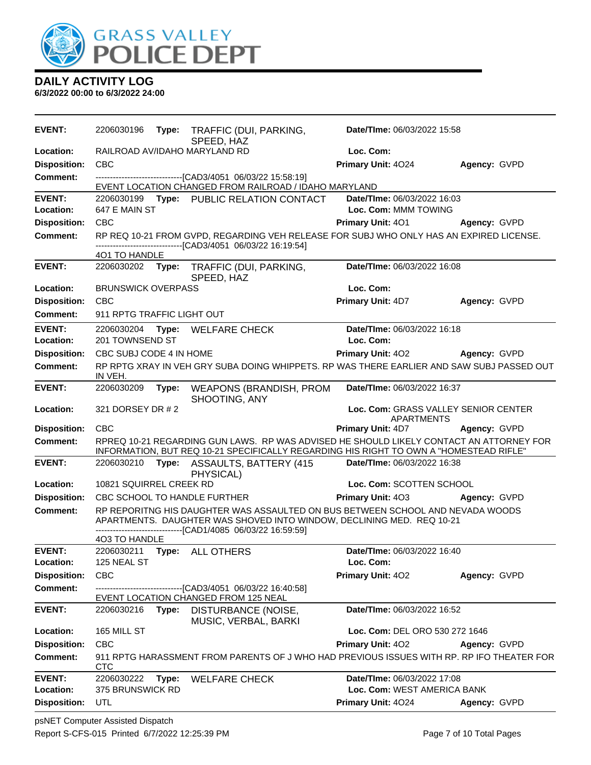# GRASS VALLEY POLICE DEPT

## DAILY ACTIVITY LOG

**6/3/2022 00:00 to 6/3/2022 24:00**

---

**EVENT:** 2206030196 **Type:** TRAFFIC (DUI, PARKING, SPEED, HAZ **Date/TIme:** 06/03/2022 15:58
**Location:** RAILROAD AV/IDAHO MARYLAND RD **Loc. Com:**
**Disposition:** CBC **Primary Unit:** 4O24 **Agency:** GVPD
**Comment:** ------------------------------[CAD3/4051 06/03/22 15:58:19]
EVENT LOCATION CHANGED FROM RAILROAD / IDAHO MARYLAND

---

**EVENT:** 2206030199 **Type:** PUBLIC RELATION CONTACT **Date/TIme:** 06/03/2022 16:03
**Location:** 647 E MAIN ST **Loc. Com:** MMM TOWING
**Disposition:** CBC **Primary Unit:** 4O1 **Agency:** GVPD
**Comment:** RP REQ 10-21 FROM GVPD, REGARDING VEH RELEASE FOR SUBJ WHO ONLY HAS AN EXPIRED LICENSE.
------------------------------[CAD3/4051 06/03/22 16:19:54]
4O1 TO HANDLE

---

**EVENT:** 2206030202 **Type:** TRAFFIC (DUI, PARKING, SPEED, HAZ **Date/TIme:** 06/03/2022 16:08
**Location:** BRUNSWICK OVERPASS **Loc. Com:**
**Disposition:** CBC **Primary Unit:** 4D7 **Agency:** GVPD
**Comment:** 911 RPTG TRAFFIC LIGHT OUT

---

**EVENT:** 2206030204 **Type:** WELFARE CHECK **Date/TIme:** 06/03/2022 16:18
**Location:** 201 TOWNSEND ST **Loc. Com:**
**Disposition:** CBC SUBJ CODE 4 IN HOME **Primary Unit:** 4O2 **Agency:** GVPD
**Comment:** RP RPTG XRAY IN VEH GRY SUBA DOING WHIPPETS. RP WAS THERE EARLIER AND SAW SUBJ PASSED OUT IN VEH.

---

**EVENT:** 2206030209 **Type:** WEAPONS (BRANDISH, PROM SHOOTING, ANY **Date/TIme:** 06/03/2022 16:37
**Location:** 321 DORSEY DR # 2 **Loc. Com:** GRASS VALLEY SENIOR CENTER APARTMENTS
**Disposition:** CBC **Primary Unit:** 4D7 **Agency:** GVPD
**Comment:** RPREQ 10-21 REGARDING GUN LAWS. RP WAS ADVISED HE SHOULD LIKELY CONTACT AN ATTORNEY FOR INFORMATION, BUT REQ 10-21 SPECIFICALLY REGARDING HIS RIGHT TO OWN A "HOMESTEAD RIFLE"

---

**EVENT:** 2206030210 **Type:** ASSAULTS, BATTERY (415 PHYSICAL) **Date/TIme:** 06/03/2022 16:38
**Location:** 10821 SQUIRREL CREEK RD **Loc. Com:** SCOTTEN SCHOOL
**Disposition:** CBC SCHOOL TO HANDLE FURTHER **Primary Unit:** 4O3 **Agency:** GVPD
**Comment:** RP REPORITNG HIS DAUGHTER WAS ASSAULTED ON BUS BETWEEN SCHOOL AND NEVADA WOODS APARTMENTS. DAUGHTER WAS SHOVED INTO WINDOW, DECLINING MED. REQ 10-21
------------------------------[CAD1/4085 06/03/22 16:59:59]
4O3 TO HANDLE

---

**EVENT:** 2206030211 **Type:** ALL OTHERS **Date/TIme:** 06/03/2022 16:40
**Location:** 125 NEAL ST **Loc. Com:**
**Disposition:** CBC **Primary Unit:** 4O2 **Agency:** GVPD
**Comment:** ------------------------------[CAD3/4051 06/03/22 16:40:58]
EVENT LOCATION CHANGED FROM 125 NEAL

---

**EVENT:** 2206030216 **Type:** DISTURBANCE (NOISE, MUSIC, VERBAL, BARKI **Date/TIme:** 06/03/2022 16:52
**Location:** 165 MILL ST **Loc. Com:** DEL ORO 530 272 1646
**Disposition:** CBC **Primary Unit:** 4O2 **Agency:** GVPD
**Comment:** 911 RPTG HARASSMENT FROM PARENTS OF J WHO HAD PREVIOUS ISSUES WITH RP. RP IFO THEATER FOR CTC

---

**EVENT:** 2206030222 **Type:** WELFARE CHECK **Date/TIme:** 06/03/2022 17:08
**Location:** 375 BRUNSWICK RD **Loc. Com:** WEST AMERICA BANK
**Disposition:** UTL **Primary Unit:** 4O24 **Agency:** GVPD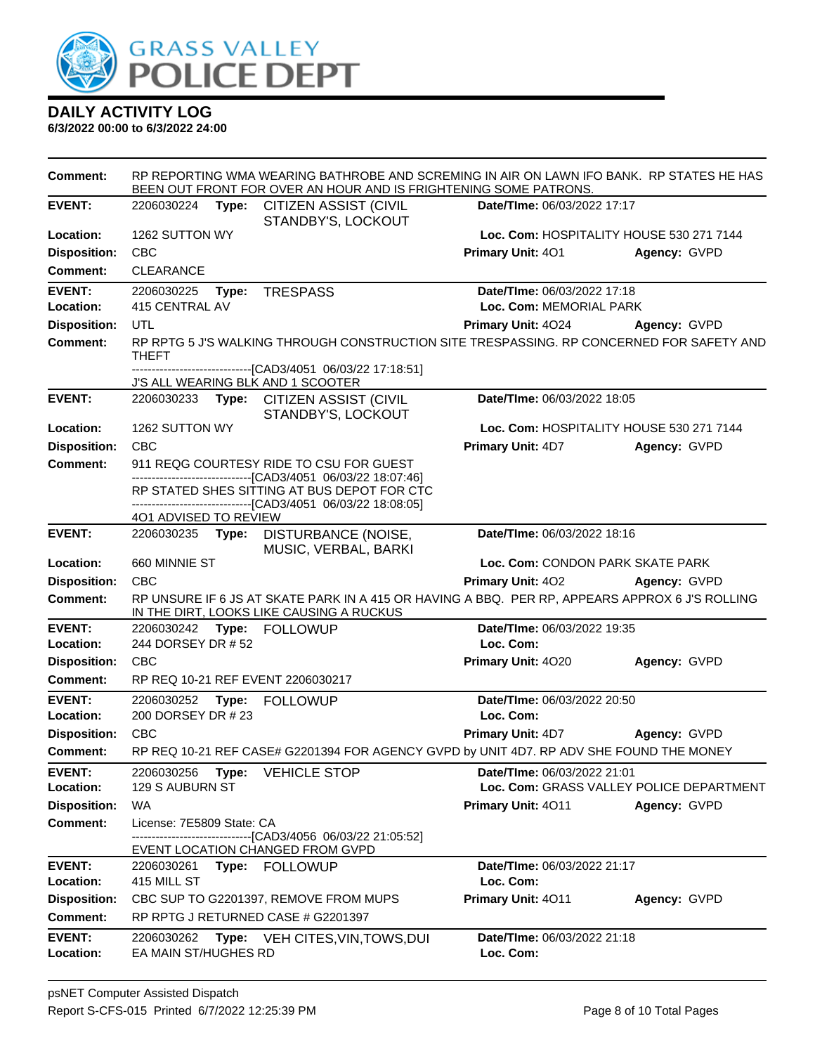**GRASS VALLEY POLICE DEPT**

## DAILY ACTIVITY LOG

**6/3/2022 00:00 to 6/3/2022 24:00**

**Comment:** RP REPORTING WMA WEARING BATHROBE AND SCREMING IN AIR ON LAWN IFO BANK. RP STATES HE HAS BEEN OUT FRONT FOR OVER AN HOUR AND IS FRIGHTENING SOME PATRONS.

---

**EVENT:** 2206030224 **Type:** CITIZEN ASSIST (CIVIL STANDBY'S, LOCKOUT  
**Date/TIme:** 06/03/2022 17:17  
**Location:** 1262 SUTTON WY  
**Loc. Com:** HOSPITALITY HOUSE 530 271 7144  
**Disposition:** CBC  
**Primary Unit:** 4O1  
**Agency:** GVPD  
**Comment:** CLEARANCE

---

**EVENT:** 2206030225 **Type:** TRESPASS  
**Date/TIme:** 06/03/2022 17:18  
**Location:** 415 CENTRAL AV  
**Loc. Com:** MEMORIAL PARK  
**Disposition:** UTL  
**Primary Unit:** 4O24  
**Agency:** GVPD  
**Comment:** RP RPTG 5 J'S WALKING THROUGH CONSTRUCTION SITE TRESPASSING. RP CONCERNED FOR SAFETY AND THEFT  
------------------------------[CAD3/4051 06/03/22 17:18:51]  
J'S ALL WEARING BLK AND 1 SCOOTER

---

**EVENT:** 2206030233 **Type:** CITIZEN ASSIST (CIVIL STANDBY'S, LOCKOUT  
**Date/TIme:** 06/03/2022 18:05  
**Location:** 1262 SUTTON WY  
**Loc. Com:** HOSPITALITY HOUSE 530 271 7144  
**Disposition:** CBC  
**Primary Unit:** 4D7  
**Agency:** GVPD  
**Comment:** 911 REQG COURTESY RIDE TO CSU FOR GUEST  
------------------------------[CAD3/4051 06/03/22 18:07:46]  
RP STATED SHES SITTING AT BUS DEPOT FOR CTC  
------------------------------[CAD3/4051 06/03/22 18:08:05]  
4O1 ADVISED TO REVIEW

---

**EVENT:** 2206030235 **Type:** DISTURBANCE (NOISE, MUSIC, VERBAL, BARKI  
**Date/TIme:** 06/03/2022 18:16  
**Location:** 660 MINNIE ST  
**Loc. Com:** CONDON PARK SKATE PARK  
**Disposition:** CBC  
**Primary Unit:** 4O2  
**Agency:** GVPD  
**Comment:** RP UNSURE IF 6 JS AT SKATE PARK IN A 415 OR HAVING A BBQ. PER RP, APPEARS APPROX 6 J'S ROLLING IN THE DIRT, LOOKS LIKE CAUSING A RUCKUS

---

**EVENT:** 2206030242 **Type:** FOLLOWUP  
**Date/TIme:** 06/03/2022 19:35  
**Location:** 244 DORSEY DR # 52  
**Loc. Com:**  
**Disposition:** CBC  
**Primary Unit:** 4O20  
**Agency:** GVPD  
**Comment:** RP REQ 10-21 REF EVENT 2206030217

---

**EVENT:** 2206030252 **Type:** FOLLOWUP  
**Date/TIme:** 06/03/2022 20:50  
**Location:** 200 DORSEY DR # 23  
**Loc. Com:**  
**Disposition:** CBC  
**Primary Unit:** 4D7  
**Agency:** GVPD  
**Comment:** RP REQ 10-21 REF CASE# G2201394 FOR AGENCY GVPD by UNIT 4D7. RP ADV SHE FOUND THE MONEY

---

**EVENT:** 2206030256 **Type:** VEHICLE STOP  
**Date/TIme:** 06/03/2022 21:01  
**Location:** 129 S AUBURN ST  
**Loc. Com:** GRASS VALLEY POLICE DEPARTMENT  
**Disposition:** WA  
**Primary Unit:** 4O11  
**Agency:** GVPD  
**Comment:** License: 7E5809 State: CA  
------------------------------[CAD3/4056 06/03/22 21:05:52]  
EVENT LOCATION CHANGED FROM GVPD

---

**EVENT:** 2206030261 **Type:** FOLLOWUP  
**Date/TIme:** 06/03/2022 21:17  
**Location:** 415 MILL ST  
**Loc. Com:**  
**Disposition:** CBC SUP TO G2201397, REMOVE FROM MUPS  
**Primary Unit:** 4O11  
**Agency:** GVPD  
**Comment:** RP RPTG J RETURNED CASE # G2201397

---

**EVENT:** 2206030262 **Type:** VEH CITES,VIN,TOWS,DUI  
**Date/TIme:** 06/03/2022 21:18  
**Location:** EA MAIN ST/HUGHES RD  
**Loc. Com:**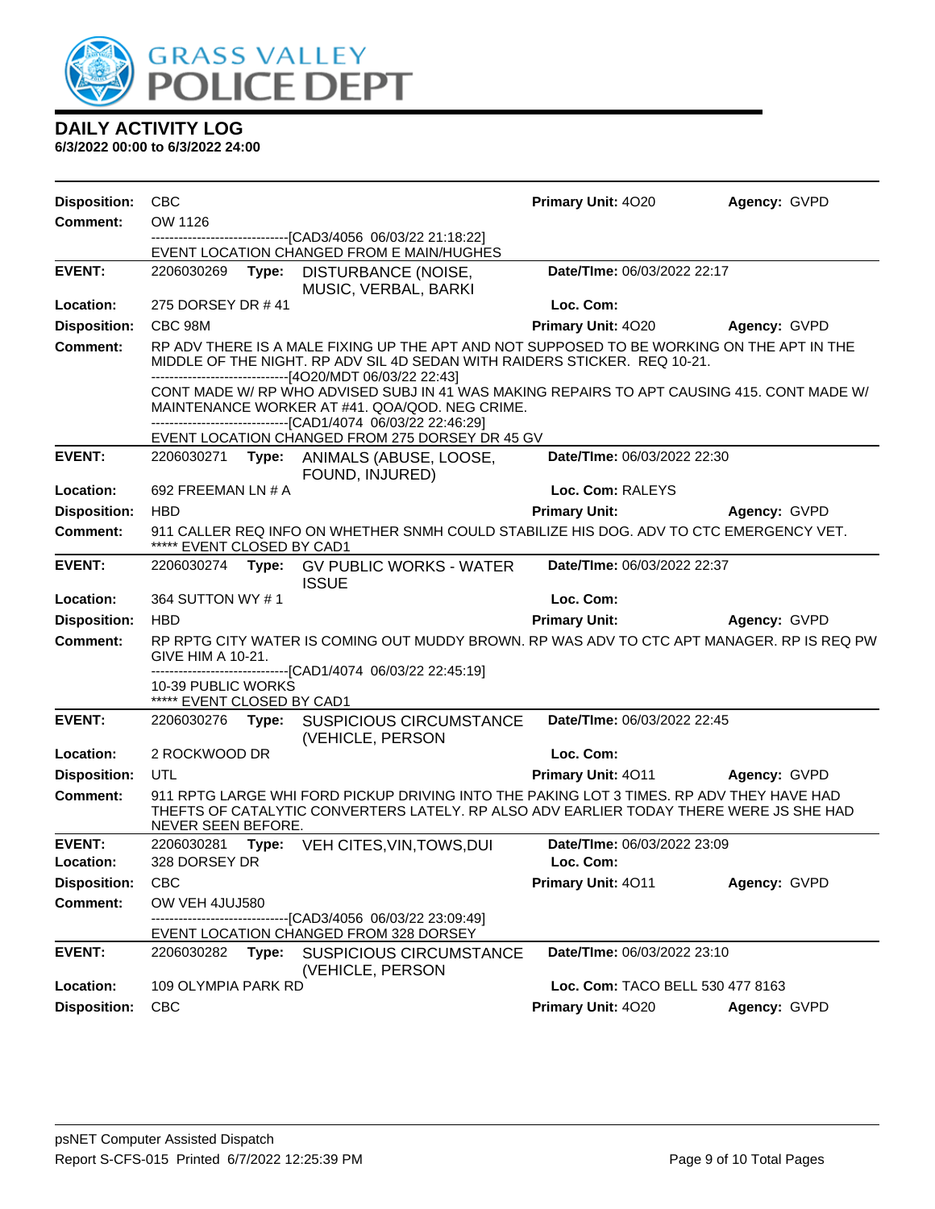# DAILY ACTIVITY LOG

**6/3/2022 00:00 to 6/3/2022 24:00**

**Disposition:** CBC | **Primary Unit:** 4O20 | **Agency:** GVPD

**Comment:** OW 1126

------------------------------[CAD3/4056 06/03/22 21:18:22]

EVENT LOCATION CHANGED FROM E MAIN/HUGHES

---

**EVENT:** 2206030269 **Type:** DISTURBANCE (NOISE, MUSIC, VERBAL, BARKI | **Date/TIme:** 06/03/2022 22:17

**Location:** 275 DORSEY DR # 41 | **Loc. Com:**

**Disposition:** CBC 98M | **Primary Unit:** 4O20 | **Agency:** GVPD

**Comment:** RP ADV THERE IS A MALE FIXING UP THE APT AND NOT SUPPOSED TO BE WORKING ON THE APT IN THE MIDDLE OF THE NIGHT. RP ADV SIL 4D SEDAN WITH RAIDERS STICKER. REQ 10-21.

------------------------------[4O20/MDT 06/03/22 22:43]

CONT MADE W/ RP WHO ADVISED SUBJ IN 41 WAS MAKING REPAIRS TO APT CAUSING 415. CONT MADE W/ MAINTENANCE WORKER AT #41. QOA/QOD. NEG CRIME.

------------------------------[CAD1/4074 06/03/22 22:46:29]

EVENT LOCATION CHANGED FROM 275 DORSEY DR 45 GV

---

**EVENT:** 2206030271 **Type:** ANIMALS (ABUSE, LOOSE, FOUND, INJURED) | **Date/TIme:** 06/03/2022 22:30

**Location:** 692 FREEMAN LN # A | **Loc. Com:** RALEYS

**Disposition:** HBD | **Primary Unit:** | **Agency:** GVPD

**Comment:** 911 CALLER REQ INFO ON WHETHER SNMH COULD STABILIZE HIS DOG. ADV TO CTC EMERGENCY VET.

***** EVENT CLOSED BY CAD1

---

**EVENT:** 2206030274 **Type:** GV PUBLIC WORKS - WATER ISSUE | **Date/TIme:** 06/03/2022 22:37

**Location:** 364 SUTTON WY # 1 | **Loc. Com:**

**Disposition:** HBD | **Primary Unit:** | **Agency:** GVPD

**Comment:** RP RPTG CITY WATER IS COMING OUT MUDDY BROWN. RP WAS ADV TO CTC APT MANAGER. RP IS REQ PW GIVE HIM A 10-21.

------------------------------[CAD1/4074 06/03/22 22:45:19]

10-39 PUBLIC WORKS

***** EVENT CLOSED BY CAD1

---

**EVENT:** 2206030276 **Type:** SUSPICIOUS CIRCUMSTANCE (VEHICLE, PERSON | **Date/TIme:** 06/03/2022 22:45

**Location:** 2 ROCKWOOD DR | **Loc. Com:**

**Disposition:** UTL | **Primary Unit:** 4O11 | **Agency:** GVPD

**Comment:** 911 RPTG LARGE WHI FORD PICKUP DRIVING INTO THE PAKING LOT 3 TIMES. RP ADV THEY HAVE HAD THEFTS OF CATALYTIC CONVERTERS LATELY. RP ALSO ADV EARLIER TODAY THERE WERE JS SHE HAD NEVER SEEN BEFORE.

---

**EVENT:** 2206030281 **Type:** VEH CITES,VIN,TOWS,DUI | **Date/TIme:** 06/03/2022 23:09

**Location:** 328 DORSEY DR | **Loc. Com:**

**Disposition:** CBC | **Primary Unit:** 4O11 | **Agency:** GVPD

**Comment:** OW VEH 4JUJ580

------------------------------[CAD3/4056 06/03/22 23:09:49]

EVENT LOCATION CHANGED FROM 328 DORSEY

---

**EVENT:** 2206030282 **Type:** SUSPICIOUS CIRCUMSTANCE (VEHICLE, PERSON | **Date/TIme:** 06/03/2022 23:10

**Location:** 109 OLYMPIA PARK RD | **Loc. Com:** TACO BELL 530 477 8163

**Disposition:** CBC | **Primary Unit:** 4O20 | **Agency:** GVPD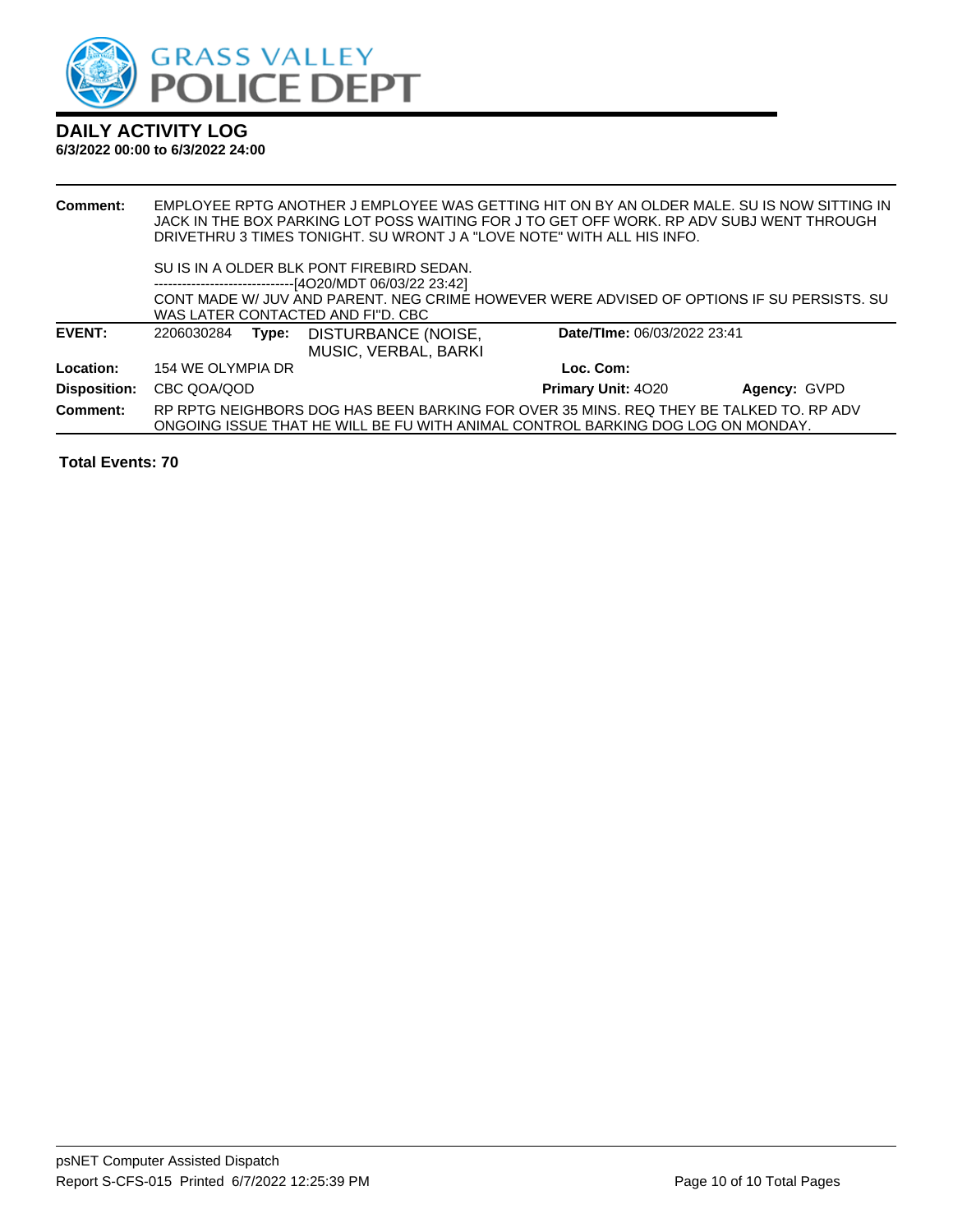## DAILY ACTIVITY LOG

**6/3/2022 00:00 to 6/3/2022 24:00**

| | | | | |
|---|---|---|---|---|
| **Comment:** | EMPLOYEE RPTG ANOTHER J EMPLOYEE WAS GETTING HIT ON BY AN OLDER MALE. SU IS NOW SITTING IN JACK IN THE BOX PARKING LOT POSS WAITING FOR J TO GET OFF WORK. RP ADV SUBJ WENT THROUGH DRIVETHRU 3 TIMES TONIGHT. SU WRONT J A "LOVE NOTE" WITH ALL HIS INFO.<br><br>SU IS IN A OLDER BLK PONT FIREBIRD SEDAN.<br>------------------------------[4O20/MDT 06/03/22 23:42]<br>CONT MADE W/ JUV AND PARENT. NEG CRIME HOWEVER WERE ADVISED OF OPTIONS IF SU PERSISTS. SU WAS LATER CONTACTED AND FI"D. CBC | | | |
| **EVENT:** | 2206030284 **Type:** DISTURBANCE (NOISE, MUSIC, VERBAL, BARKI | | **Date/TIme:** 06/03/2022 23:41 | |
| **Location:** | 154 WE OLYMPIA DR | | **Loc. Com:** | |
| **Disposition:** | CBC QOA/QOD | | **Primary Unit:** 4O20 | **Agency:** GVPD |
| **Comment:** | RP RPTG NEIGHBORS DOG HAS BEEN BARKING FOR OVER 35 MINS. REQ THEY BE TALKED TO. RP ADV ONGOING ISSUE THAT HE WILL BE FU WITH ANIMAL CONTROL BARKING DOG LOG ON MONDAY. | | | |

**Total Events: 70**

psNET Computer Assisted Dispatch
Report S-CFS-015 Printed 6/7/2022 12:25:39 PM